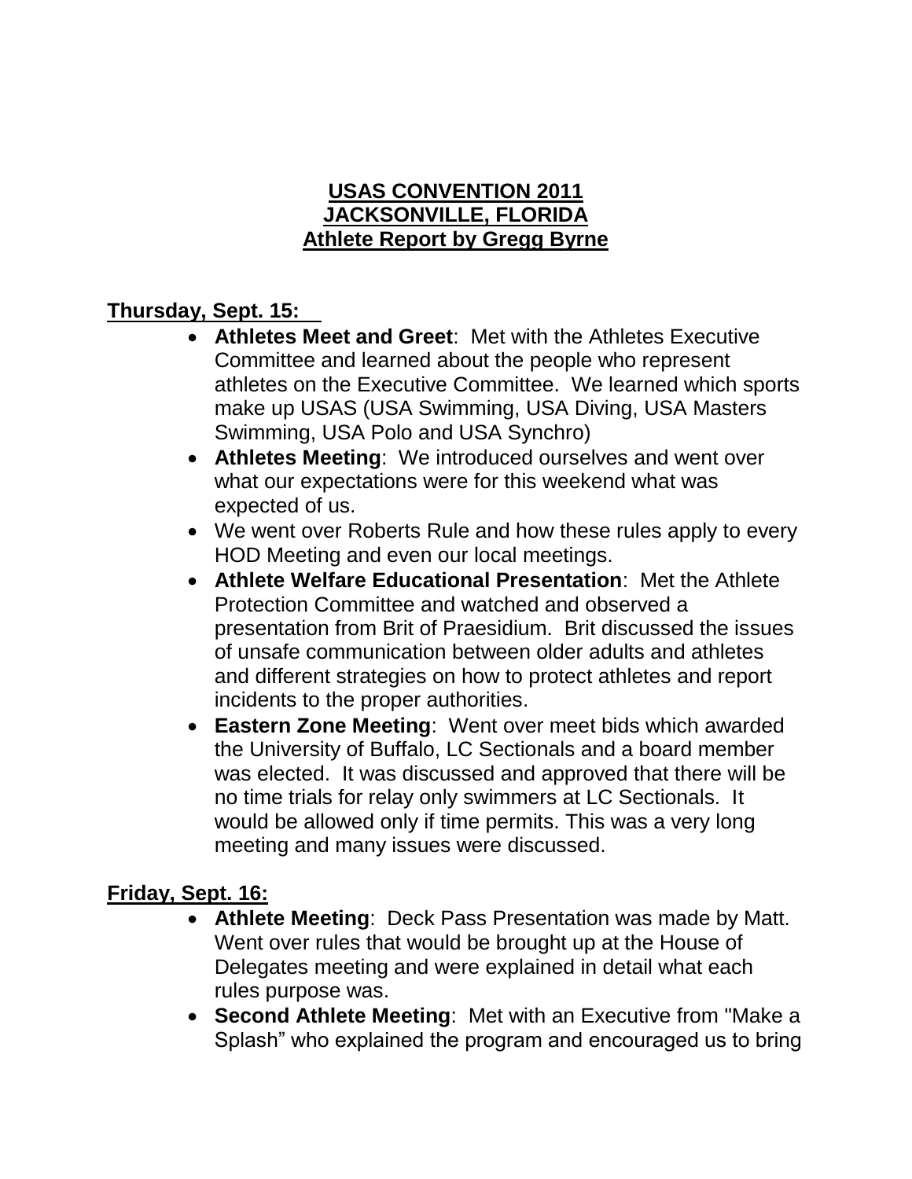# USAS CONVENTION 2011
# JACKSONVILLE, FLORIDA
## Athlete Report by Gregg Byrne

### Thursday, Sept. 15:

- **Athletes Meet and Greet**: Met with the Athletes Executive Committee and learned about the people who represent athletes on the Executive Committee. We learned which sports make up USAS (USA Swimming, USA Diving, USA Masters Swimming, USA Polo and USA Synchro)
- **Athletes Meeting**: We introduced ourselves and went over what our expectations were for this weekend what was expected of us.
- We went over Roberts Rule and how these rules apply to every HOD Meeting and even our local meetings.
- **Athlete Welfare Educational Presentation**: Met the Athlete Protection Committee and watched and observed a presentation from Brit of Praesidium. Brit discussed the issues of unsafe communication between older adults and athletes and different strategies on how to protect athletes and report incidents to the proper authorities.
- **Eastern Zone Meeting**: Went over meet bids which awarded the University of Buffalo, LC Sectionals and a board member was elected. It was discussed and approved that there will be no time trials for relay only swimmers at LC Sectionals. It would be allowed only if time permits. This was a very long meeting and many issues were discussed.

### Friday, Sept. 16:

- **Athlete Meeting**: Deck Pass Presentation was made by Matt. Went over rules that would be brought up at the House of Delegates meeting and were explained in detail what each rules purpose was.
- **Second Athlete Meeting**: Met with an Executive from "Make a Splash" who explained the program and encouraged us to bring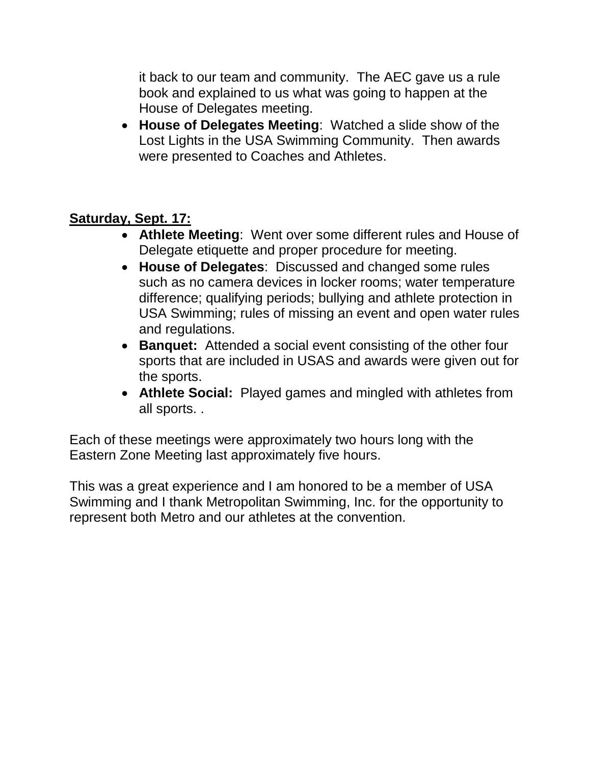it back to our team and community. The AEC gave us a rule book and explained to us what was going to happen at the House of Delegates meeting.

- **House of Delegates Meeting**: Watched a slide show of the Lost Lights in the USA Swimming Community. Then awards were presented to Coaches and Athletes.

**Saturday, Sept. 17:**

- **Athlete Meeting**: Went over some different rules and House of Delegate etiquette and proper procedure for meeting.
- **House of Delegates**: Discussed and changed some rules such as no camera devices in locker rooms; water temperature difference; qualifying periods; bullying and athlete protection in USA Swimming; rules of missing an event and open water rules and regulations.
- **Banquet:** Attended a social event consisting of the other four sports that are included in USAS and awards were given out for the sports.
- **Athlete Social:** Played games and mingled with athletes from all sports. .

Each of these meetings were approximately two hours long with the Eastern Zone Meeting last approximately five hours.

This was a great experience and I am honored to be a member of USA Swimming and I thank Metropolitan Swimming, Inc. for the opportunity to represent both Metro and our athletes at the convention.